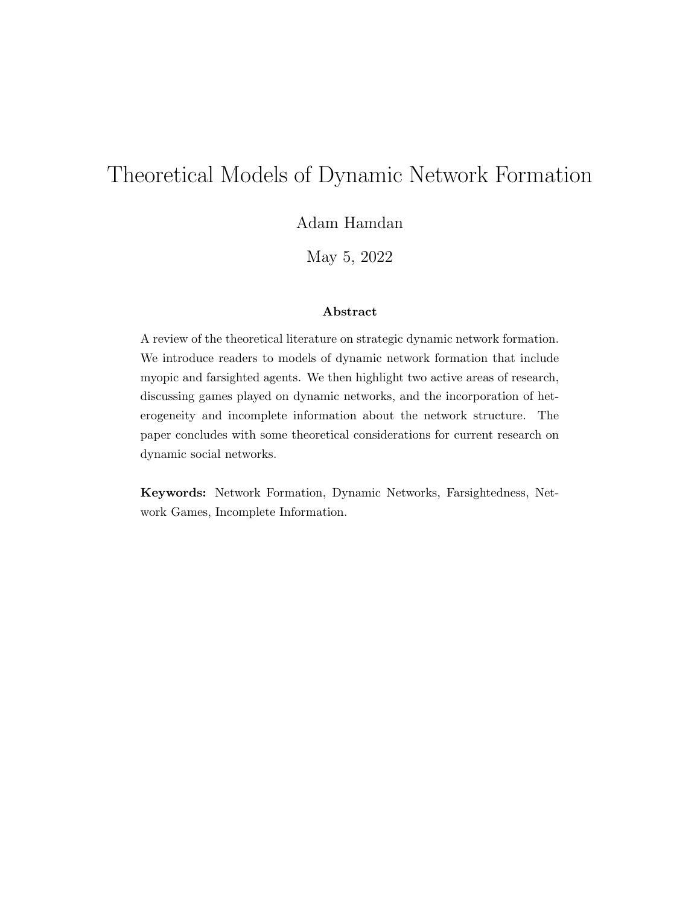# Theoretical Models of Dynamic Network Formation

Adam Hamdan

May 5, 2022

**Abstract**

A review of the theoretical literature on strategic dynamic network formation. We introduce readers to models of dynamic network formation that include myopic and farsighted agents. We then highlight two active areas of research, discussing games played on dynamic networks, and the incorporation of heterogeneity and incomplete information about the network structure. The paper concludes with some theoretical considerations for current research on dynamic social networks.

**Keywords:** Network Formation, Dynamic Networks, Farsightedness, Network Games, Incomplete Information.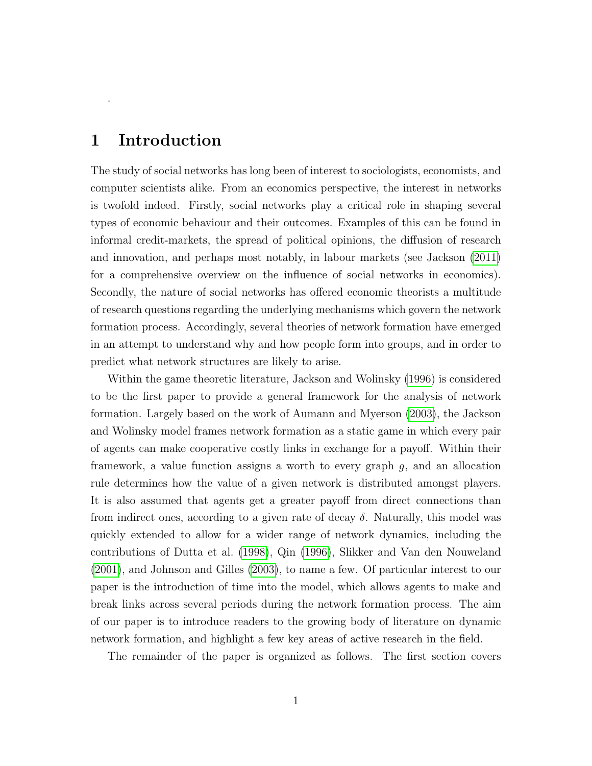## 1 Introduction

The study of social networks has long been of interest to sociologists, economists, and computer scientists alike. From an economics perspective, the interest in networks is twofold indeed. Firstly, social networks play a critical role in shaping several types of economic behaviour and their outcomes. Examples of this can be found in informal credit-markets, the spread of political opinions, the diffusion of research and innovation, and perhaps most notably, in labour markets (see Jackson (2011) for a comprehensive overview on the influence of social networks in economics). Secondly, the nature of social networks has offered economic theorists a multitude of research questions regarding the underlying mechanisms which govern the network formation process. Accordingly, several theories of network formation have emerged in an attempt to understand why and how people form into groups, and in order to predict what network structures are likely to arise.

Within the game theoretic literature, Jackson and Wolinsky (1996) is considered to be the first paper to provide a general framework for the analysis of network formation. Largely based on the work of Aumann and Myerson (2003), the Jackson and Wolinsky model frames network formation as a static game in which every pair of agents can make cooperative costly links in exchange for a payoff. Within their framework, a value function assigns a worth to every graph $g$, and an allocation rule determines how the value of a given network is distributed amongst players. It is also assumed that agents get a greater payoff from direct connections than from indirect ones, according to a given rate of decay $\delta$. Naturally, this model was quickly extended to allow for a wider range of network dynamics, including the contributions of Dutta et al. (1998), Qin (1996), Slikker and Van den Nouweland (2001), and Johnson and Gilles (2003), to name a few. Of particular interest to our paper is the introduction of time into the model, which allows agents to make and break links across several periods during the network formation process. The aim of our paper is to introduce readers to the growing body of literature on dynamic network formation, and highlight a few key areas of active research in the field.

The remainder of the paper is organized as follows. The first section covers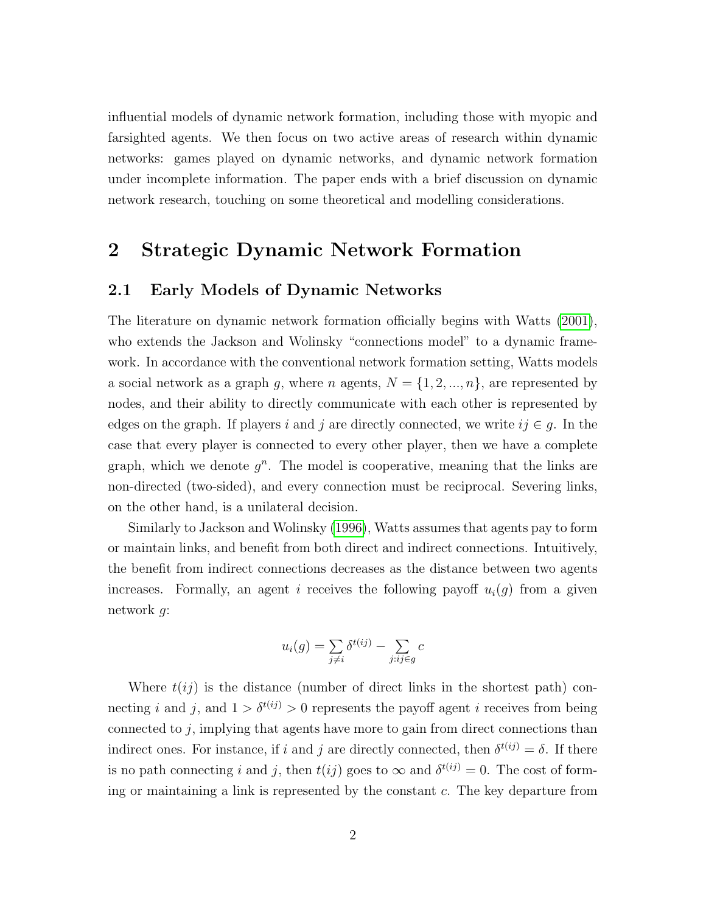influential models of dynamic network formation, including those with myopic and farsighted agents. We then focus on two active areas of research within dynamic networks: games played on dynamic networks, and dynamic network formation under incomplete information. The paper ends with a brief discussion on dynamic network research, touching on some theoretical and modelling considerations.

## 2 Strategic Dynamic Network Formation

### 2.1 Early Models of Dynamic Networks

The literature on dynamic network formation officially begins with Watts (2001), who extends the Jackson and Wolinsky "connections model" to a dynamic framework. In accordance with the conventional network formation setting, Watts models a social network as a graph $g$, where $n$ agents, $N = \{1, 2, ..., n\}$, are represented by nodes, and their ability to directly communicate with each other is represented by edges on the graph. If players $i$ and $j$ are directly connected, we write $ij \in g$. In the case that every player is connected to every other player, then we have a complete graph, which we denote $g^n$. The model is cooperative, meaning that the links are non-directed (two-sided), and every connection must be reciprocal. Severing links, on the other hand, is a unilateral decision.

Similarly to Jackson and Wolinsky (1996), Watts assumes that agents pay to form or maintain links, and benefit from both direct and indirect connections. Intuitively, the benefit from indirect connections decreases as the distance between two agents increases. Formally, an agent $i$ receives the following payoff $u_i(g)$ from a given network $g$:

$$u_i(g) = \sum_{j \neq i} \delta^{t(ij)} - \sum_{j:ij \in g} c$$

Where $t(ij)$ is the distance (number of direct links in the shortest path) connecting $i$ and $j$, and $1 > \delta^{t(ij)} > 0$ represents the payoff agent $i$ receives from being connected to $j$, implying that agents have more to gain from direct connections than indirect ones. For instance, if $i$ and $j$ are directly connected, then $\delta^{t(ij)} = \delta$. If there is no path connecting $i$ and $j$, then $t(ij)$ goes to $\infty$ and $\delta^{t(ij)} = 0$. The cost of forming or maintaining a link is represented by the constant $c$. The key departure from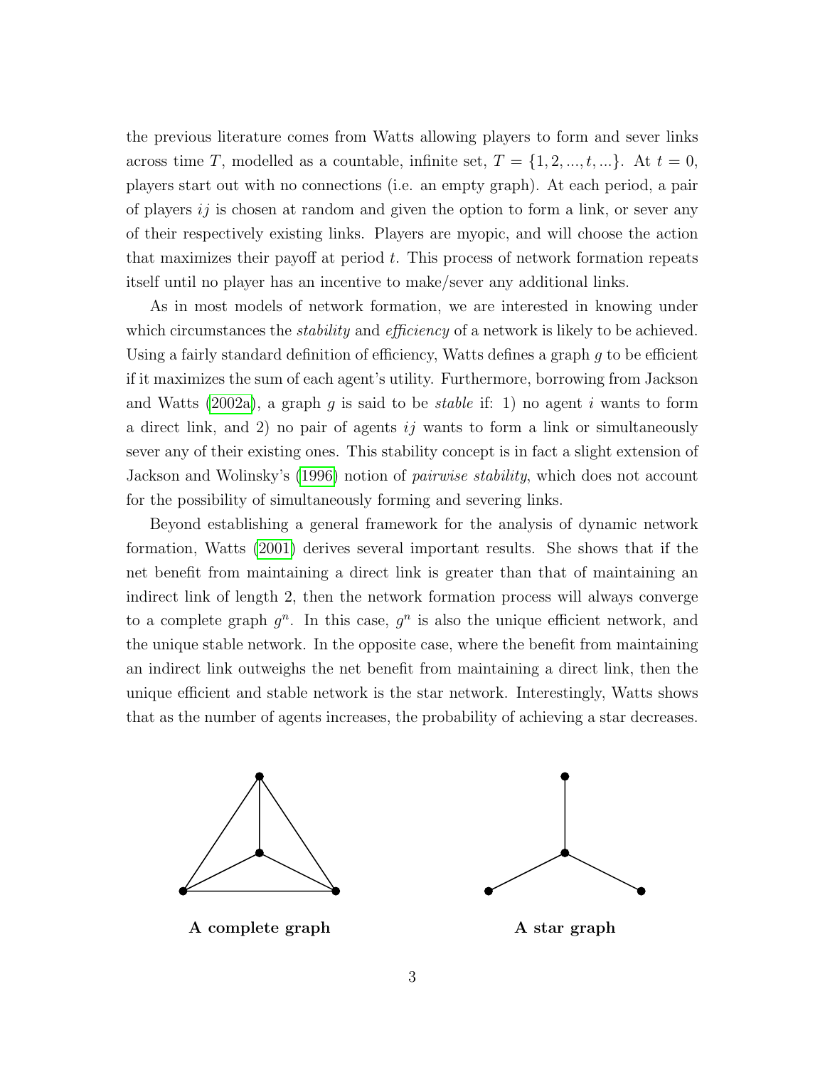the previous literature comes from Watts allowing players to form and sever links across time $T$, modelled as a countable, infinite set, $T = \{1, 2, ..., t, ...\}$. At $t = 0$, players start out with no connections (i.e. an empty graph). At each period, a pair of players $ij$ is chosen at random and given the option to form a link, or sever any of their respectively existing links. Players are myopic, and will choose the action that maximizes their payoff at period $t$. This process of network formation repeats itself until no player has an incentive to make/sever any additional links.

As in most models of network formation, we are interested in knowing under which circumstances the *stability* and *efficiency* of a network is likely to be achieved. Using a fairly standard definition of efficiency, Watts defines a graph $g$ to be efficient if it maximizes the sum of each agent's utility. Furthermore, borrowing from Jackson and Watts (2002a), a graph $g$ is said to be *stable* if: 1) no agent $i$ wants to form a direct link, and 2) no pair of agents $ij$ wants to form a link or simultaneously sever any of their existing ones. This stability concept is in fact a slight extension of Jackson and Wolinsky's (1996) notion of *pairwise stability*, which does not account for the possibility of simultaneously forming and severing links.

Beyond establishing a general framework for the analysis of dynamic network formation, Watts (2001) derives several important results. She shows that if the net benefit from maintaining a direct link is greater than that of maintaining an indirect link of length 2, then the network formation process will always converge to a complete graph $g^n$. In this case, $g^n$ is also the unique efficient network, and the unique stable network. In the opposite case, where the benefit from maintaining an indirect link outweighs the net benefit from maintaining a direct link, then the unique efficient and stable network is the star network. Interestingly, Watts shows that as the number of agents increases, the probability of achieving a star decreases.

**A complete graph**

**A star graph**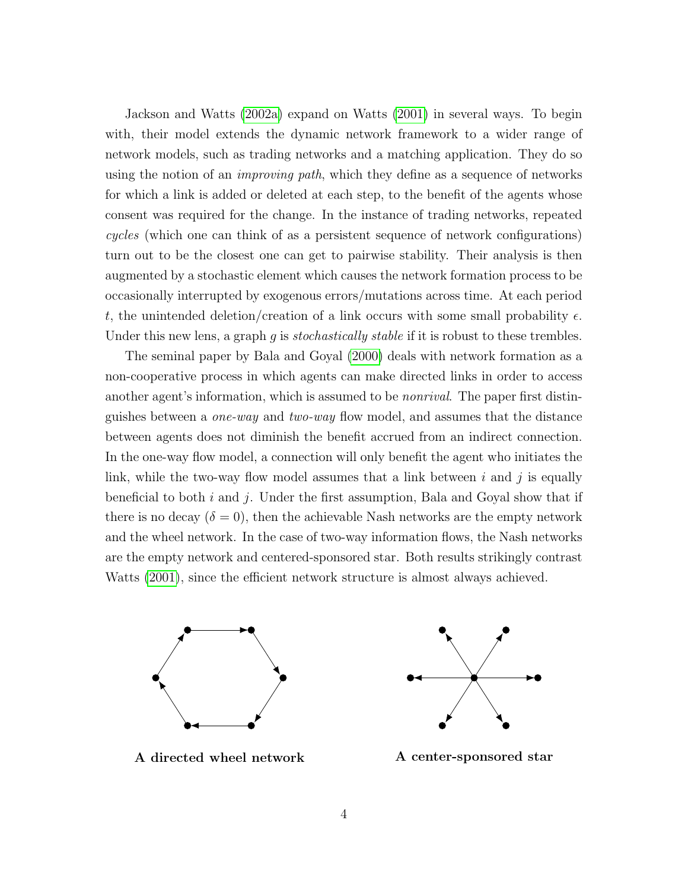Jackson and Watts (2002a) expand on Watts (2001) in several ways. To begin with, their model extends the dynamic network framework to a wider range of network models, such as trading networks and a matching application. They do so using the notion of an *improving path*, which they define as a sequence of networks for which a link is added or deleted at each step, to the benefit of the agents whose consent was required for the change. In the instance of trading networks, repeated *cycles* (which one can think of as a persistent sequence of network configurations) turn out to be the closest one can get to pairwise stability. Their analysis is then augmented by a stochastic element which causes the network formation process to be occasionally interrupted by exogenous errors/mutations across time. At each period $t$, the unintended deletion/creation of a link occurs with some small probability $\epsilon$. Under this new lens, a graph $g$ is *stochastically stable* if it is robust to these trembles.

The seminal paper by Bala and Goyal (2000) deals with network formation as a non-cooperative process in which agents can make directed links in order to access another agent's information, which is assumed to be *nonrival*. The paper first distinguishes between a *one-way* and *two-way* flow model, and assumes that the distance between agents does not diminish the benefit accrued from an indirect connection. In the one-way flow model, a connection will only benefit the agent who initiates the link, while the two-way flow model assumes that a link between $i$ and $j$ is equally beneficial to both $i$ and $j$. Under the first assumption, Bala and Goyal show that if there is no decay ($\delta = 0$), then the achievable Nash networks are the empty network and the wheel network. In the case of two-way information flows, the Nash networks are the empty network and centered-sponsored star. Both results strikingly contrast Watts (2001), since the efficient network structure is almost always achieved.

**A directed wheel network** **A center-sponsored star**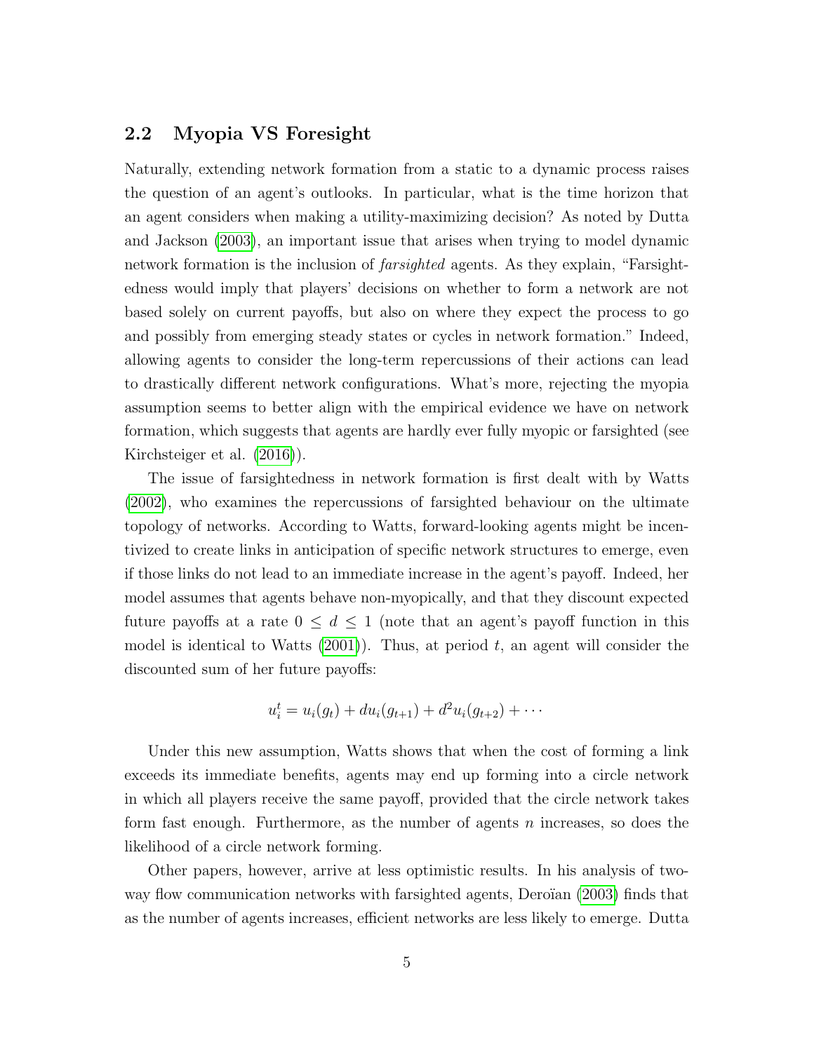## 2.2 Myopia VS Foresight

Naturally, extending network formation from a static to a dynamic process raises the question of an agent's outlooks. In particular, what is the time horizon that an agent considers when making a utility-maximizing decision? As noted by Dutta and Jackson (2003), an important issue that arises when trying to model dynamic network formation is the inclusion of *farsighted* agents. As they explain, "Farsightedness would imply that players' decisions on whether to form a network are not based solely on current payoffs, but also on where they expect the process to go and possibly from emerging steady states or cycles in network formation." Indeed, allowing agents to consider the long-term repercussions of their actions can lead to drastically different network configurations. What's more, rejecting the myopia assumption seems to better align with the empirical evidence we have on network formation, which suggests that agents are hardly ever fully myopic or farsighted (see Kirchsteiger et al. (2016)).

The issue of farsightedness in network formation is first dealt with by Watts (2002), who examines the repercussions of farsighted behaviour on the ultimate topology of networks. According to Watts, forward-looking agents might be incentivized to create links in anticipation of specific network structures to emerge, even if those links do not lead to an immediate increase in the agent's payoff. Indeed, her model assumes that agents behave non-myopically, and that they discount expected future payoffs at a rate $0 \leq d \leq 1$ (note that an agent's payoff function in this model is identical to Watts (2001)). Thus, at period $t$, an agent will consider the discounted sum of her future payoffs:

$$u_i^t = u_i(g_t) + du_i(g_{t+1}) + d^2 u_i(g_{t+2}) + \cdots$$

Under this new assumption, Watts shows that when the cost of forming a link exceeds its immediate benefits, agents may end up forming into a circle network in which all players receive the same payoff, provided that the circle network takes form fast enough. Furthermore, as the number of agents $n$ increases, so does the likelihood of a circle network forming.

Other papers, however, arrive at less optimistic results. In his analysis of two-way flow communication networks with farsighted agents, Deroïan (2003) finds that as the number of agents increases, efficient networks are less likely to emerge. Dutta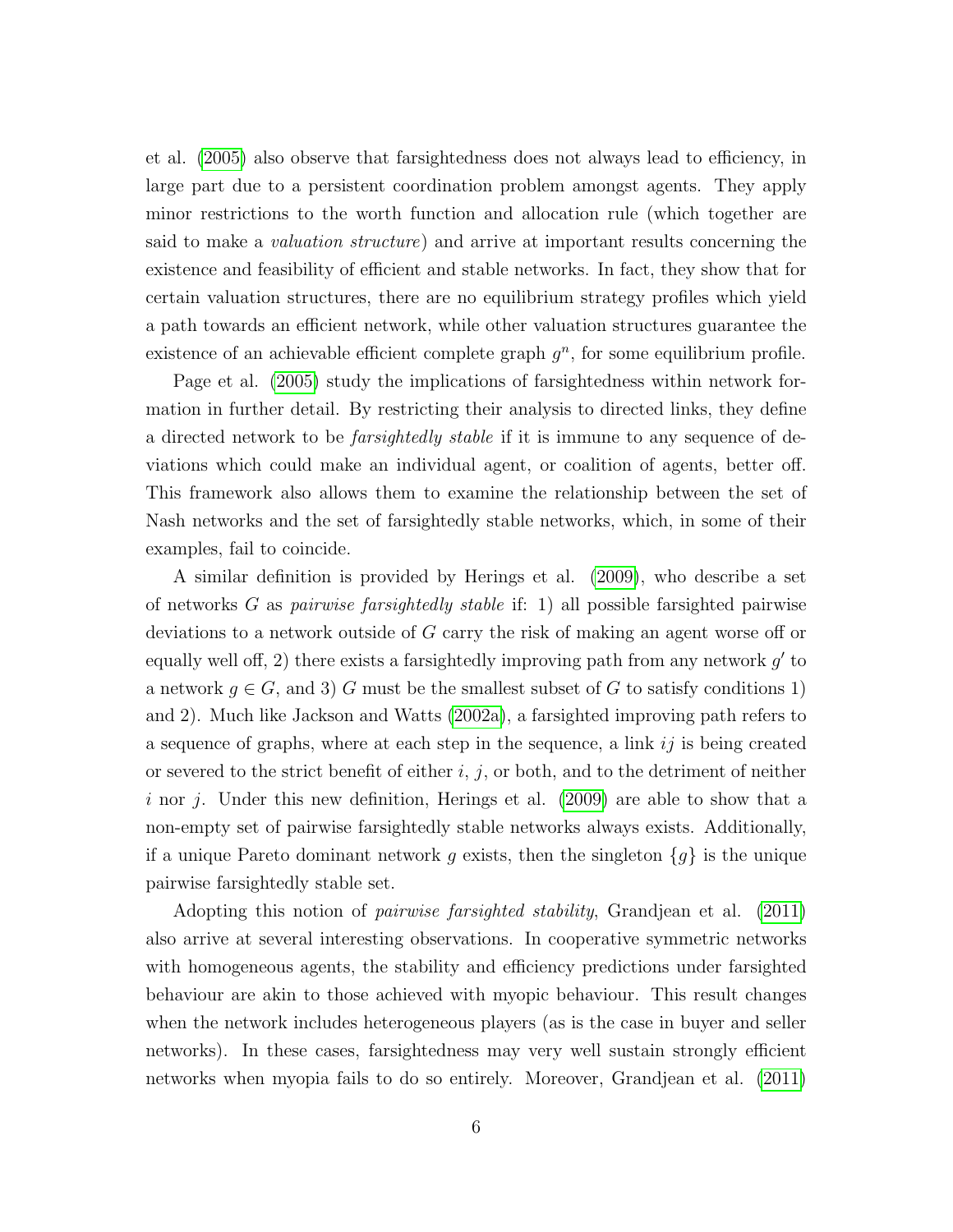et al. (2005) also observe that farsightedness does not always lead to efficiency, in large part due to a persistent coordination problem amongst agents. They apply minor restrictions to the worth function and allocation rule (which together are said to make a *valuation structure*) and arrive at important results concerning the existence and feasibility of efficient and stable networks. In fact, they show that for certain valuation structures, there are no equilibrium strategy profiles which yield a path towards an efficient network, while other valuation structures guarantee the existence of an achievable efficient complete graph $g^n$, for some equilibrium profile.

Page et al. (2005) study the implications of farsightedness within network formation in further detail. By restricting their analysis to directed links, they define a directed network to be *farsightedly stable* if it is immune to any sequence of deviations which could make an individual agent, or coalition of agents, better off. This framework also allows them to examine the relationship between the set of Nash networks and the set of farsightedly stable networks, which, in some of their examples, fail to coincide.

A similar definition is provided by Herings et al. (2009), who describe a set of networks $G$ as *pairwise farsightedly stable* if: 1) all possible farsighted pairwise deviations to a network outside of $G$ carry the risk of making an agent worse off or equally well off, 2) there exists a farsightedly improving path from any network $g'$ to a network $g \in G$, and 3) $G$ must be the smallest subset of $G$ to satisfy conditions 1) and 2). Much like Jackson and Watts (2002a), a farsighted improving path refers to a sequence of graphs, where at each step in the sequence, a link $ij$ is being created or severed to the strict benefit of either $i$, $j$, or both, and to the detriment of neither $i$ nor $j$. Under this new definition, Herings et al. (2009) are able to show that a non-empty set of pairwise farsightedly stable networks always exists. Additionally, if a unique Pareto dominant network $g$ exists, then the singleton $\{g\}$ is the unique pairwise farsightedly stable set.

Adopting this notion of *pairwise farsighted stability*, Grandjean et al. (2011) also arrive at several interesting observations. In cooperative symmetric networks with homogeneous agents, the stability and efficiency predictions under farsighted behaviour are akin to those achieved with myopic behaviour. This result changes when the network includes heterogeneous players (as is the case in buyer and seller networks). In these cases, farsightedness may very well sustain strongly efficient networks when myopia fails to do so entirely. Moreover, Grandjean et al. (2011)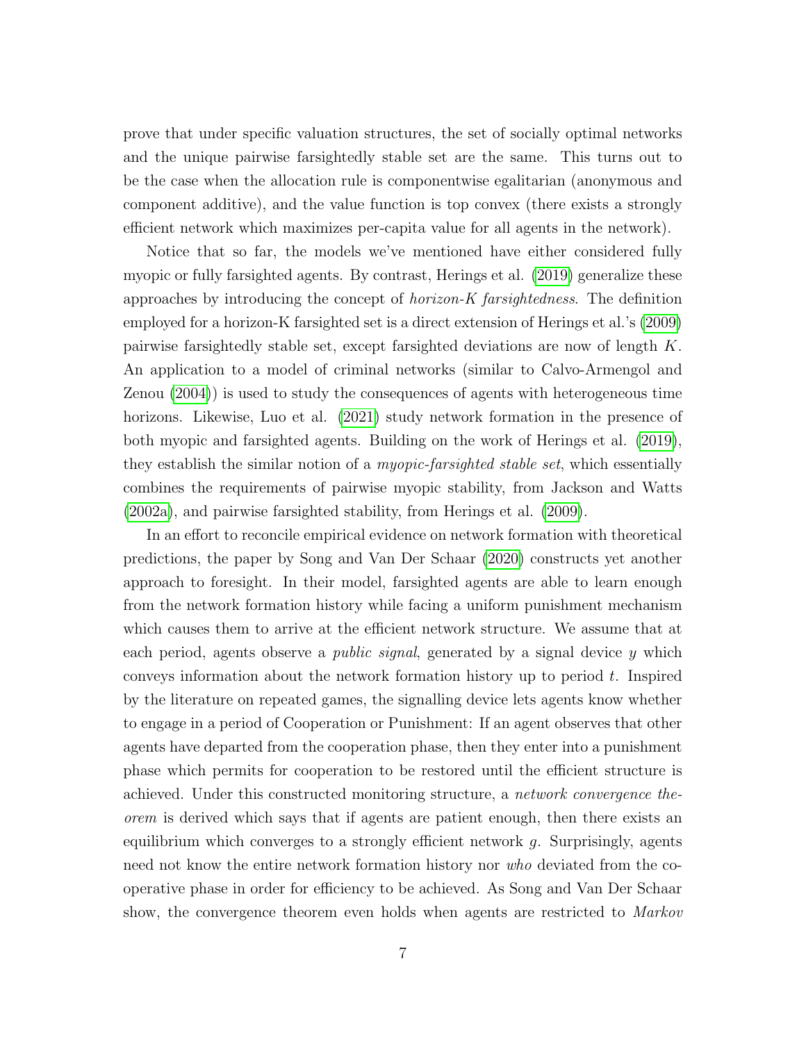prove that under specific valuation structures, the set of socially optimal networks and the unique pairwise farsightedly stable set are the same. This turns out to be the case when the allocation rule is componentwise egalitarian (anonymous and component additive), and the value function is top convex (there exists a strongly efficient network which maximizes per-capita value for all agents in the network).

Notice that so far, the models we've mentioned have either considered fully myopic or fully farsighted agents. By contrast, Herings et al. (2019) generalize these approaches by introducing the concept of *horizon-K farsightedness*. The definition employed for a horizon-K farsighted set is a direct extension of Herings et al.'s (2009) pairwise farsightedly stable set, except farsighted deviations are now of length $K$. An application to a model of criminal networks (similar to Calvo-Armengol and Zenou (2004)) is used to study the consequences of agents with heterogeneous time horizons. Likewise, Luo et al. (2021) study network formation in the presence of both myopic and farsighted agents. Building on the work of Herings et al. (2019), they establish the similar notion of a *myopic-farsighted stable set*, which essentially combines the requirements of pairwise myopic stability, from Jackson and Watts (2002a), and pairwise farsighted stability, from Herings et al. (2009).

In an effort to reconcile empirical evidence on network formation with theoretical predictions, the paper by Song and Van Der Schaar (2020) constructs yet another approach to foresight. In their model, farsighted agents are able to learn enough from the network formation history while facing a uniform punishment mechanism which causes them to arrive at the efficient network structure. We assume that at each period, agents observe a *public signal*, generated by a signal device $y$ which conveys information about the network formation history up to period $t$. Inspired by the literature on repeated games, the signalling device lets agents know whether to engage in a period of Cooperation or Punishment: If an agent observes that other agents have departed from the cooperation phase, then they enter into a punishment phase which permits for cooperation to be restored until the efficient structure is achieved. Under this constructed monitoring structure, a *network convergence theorem* is derived which says that if agents are patient enough, then there exists an equilibrium which converges to a strongly efficient network $g$. Surprisingly, agents need not know the entire network formation history nor *who* deviated from the cooperative phase in order for efficiency to be achieved. As Song and Van Der Schaar show, the convergence theorem even holds when agents are restricted to *Markov*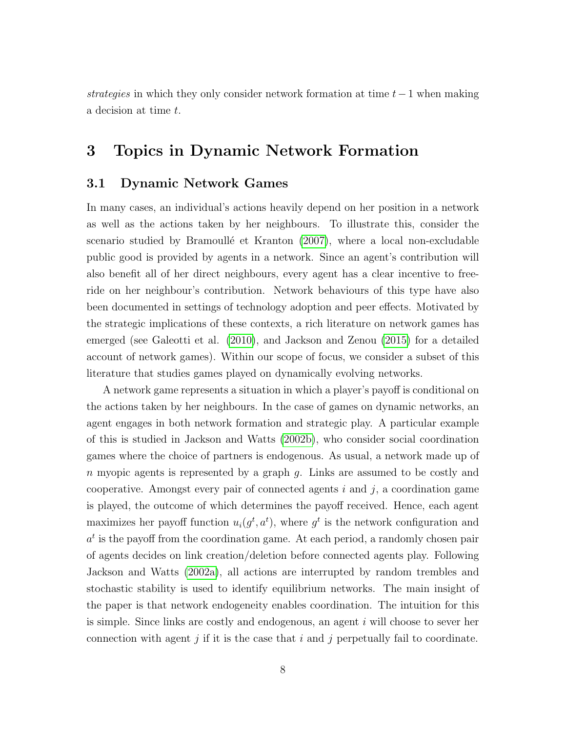*strategies* in which they only consider network formation at time $t-1$ when making a decision at time $t$.

# 3 Topics in Dynamic Network Formation

## 3.1 Dynamic Network Games

In many cases, an individual's actions heavily depend on her position in a network as well as the actions taken by her neighbours. To illustrate this, consider the scenario studied by Bramoullé et Kranton (2007), where a local non-excludable public good is provided by agents in a network. Since an agent's contribution will also benefit all of her direct neighbours, every agent has a clear incentive to free-ride on her neighbour's contribution. Network behaviours of this type have also been documented in settings of technology adoption and peer effects. Motivated by the strategic implications of these contexts, a rich literature on network games has emerged (see Galeotti et al. (2010), and Jackson and Zenou (2015) for a detailed account of network games). Within our scope of focus, we consider a subset of this literature that studies games played on dynamically evolving networks.

A network game represents a situation in which a player's payoff is conditional on the actions taken by her neighbours. In the case of games on dynamic networks, an agent engages in both network formation and strategic play. A particular example of this is studied in Jackson and Watts (2002b), who consider social coordination games where the choice of partners is endogenous. As usual, a network made up of $n$ myopic agents is represented by a graph $g$. Links are assumed to be costly and cooperative. Amongst every pair of connected agents $i$ and $j$, a coordination game is played, the outcome of which determines the payoff received. Hence, each agent maximizes her payoff function $u_i(g^t, a^t)$, where $g^t$ is the network configuration and $a^t$ is the payoff from the coordination game. At each period, a randomly chosen pair of agents decides on link creation/deletion before connected agents play. Following Jackson and Watts (2002a), all actions are interrupted by random trembles and stochastic stability is used to identify equilibrium networks. The main insight of the paper is that network endogeneity enables coordination. The intuition for this is simple. Since links are costly and endogenous, an agent $i$ will choose to sever her connection with agent $j$ if it is the case that $i$ and $j$ perpetually fail to coordinate.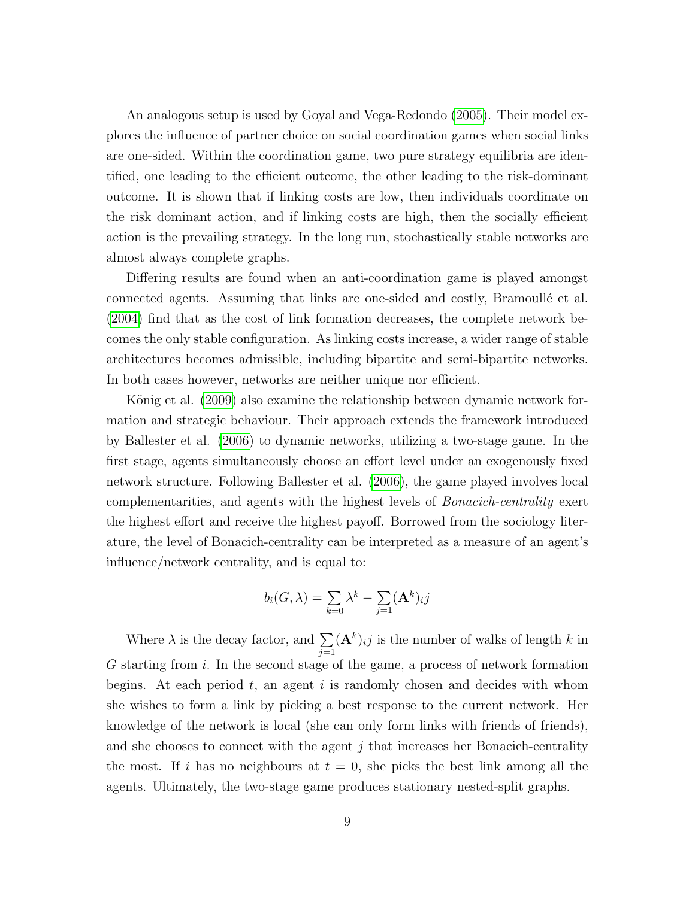An analogous setup is used by Goyal and Vega-Redondo (2005). Their model explores the influence of partner choice on social coordination games when social links are one-sided. Within the coordination game, two pure strategy equilibria are identified, one leading to the efficient outcome, the other leading to the risk-dominant outcome. It is shown that if linking costs are low, then individuals coordinate on the risk dominant action, and if linking costs are high, then the socially efficient action is the prevailing strategy. In the long run, stochastically stable networks are almost always complete graphs.

Differing results are found when an anti-coordination game is played amongst connected agents. Assuming that links are one-sided and costly, Bramoullé et al. (2004) find that as the cost of link formation decreases, the complete network becomes the only stable configuration. As linking costs increase, a wider range of stable architectures becomes admissible, including bipartite and semi-bipartite networks. In both cases however, networks are neither unique nor efficient.

König et al. (2009) also examine the relationship between dynamic network formation and strategic behaviour. Their approach extends the framework introduced by Ballester et al. (2006) to dynamic networks, utilizing a two-stage game. In the first stage, agents simultaneously choose an effort level under an exogenously fixed network structure. Following Ballester et al. (2006), the game played involves local complementarities, and agents with the highest levels of *Bonacich-centrality* exert the highest effort and receive the highest payoff. Borrowed from the sociology literature, the level of Bonacich-centrality can be interpreted as a measure of an agent's influence/network centrality, and is equal to:

$$b_i(G, \lambda) = \sum_{k=0} \lambda^k - \sum_{j=1} (\mathbf{A}^k)_i j$$

Where $\lambda$ is the decay factor, and $\sum_{j=1} (\mathbf{A}^k)_i j$ is the number of walks of length $k$ in $G$ starting from $i$. In the second stage of the game, a process of network formation begins. At each period $t$, an agent $i$ is randomly chosen and decides with whom she wishes to form a link by picking a best response to the current network. Her knowledge of the network is local (she can only form links with friends of friends), and she chooses to connect with the agent $j$ that increases her Bonacich-centrality the most. If $i$ has no neighbours at $t = 0$, she picks the best link among all the agents. Ultimately, the two-stage game produces stationary nested-split graphs.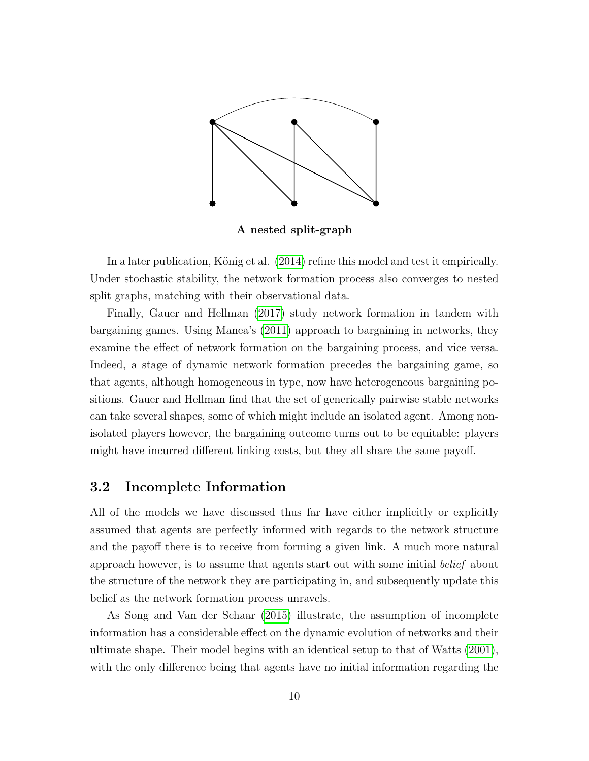**A nested split-graph**

In a later publication, König et al. (2014) refine this model and test it empirically. Under stochastic stability, the network formation process also converges to nested split graphs, matching with their observational data.

Finally, Gauer and Hellman (2017) study network formation in tandem with bargaining games. Using Manea's (2011) approach to bargaining in networks, they examine the effect of network formation on the bargaining process, and vice versa. Indeed, a stage of dynamic network formation precedes the bargaining game, so that agents, although homogeneous in type, now have heterogeneous bargaining positions. Gauer and Hellman find that the set of generically pairwise stable networks can take several shapes, some of which might include an isolated agent. Among non-isolated players however, the bargaining outcome turns out to be equitable: players might have incurred different linking costs, but they all share the same payoff.

## 3.2 Incomplete Information

All of the models we have discussed thus far have either implicitly or explicitly assumed that agents are perfectly informed with regards to the network structure and the payoff there is to receive from forming a given link. A much more natural approach however, is to assume that agents start out with some initial *belief* about the structure of the network they are participating in, and subsequently update this belief as the network formation process unravels.

As Song and Van der Schaar (2015) illustrate, the assumption of incomplete information has a considerable effect on the dynamic evolution of networks and their ultimate shape. Their model begins with an identical setup to that of Watts (2001), with the only difference being that agents have no initial information regarding the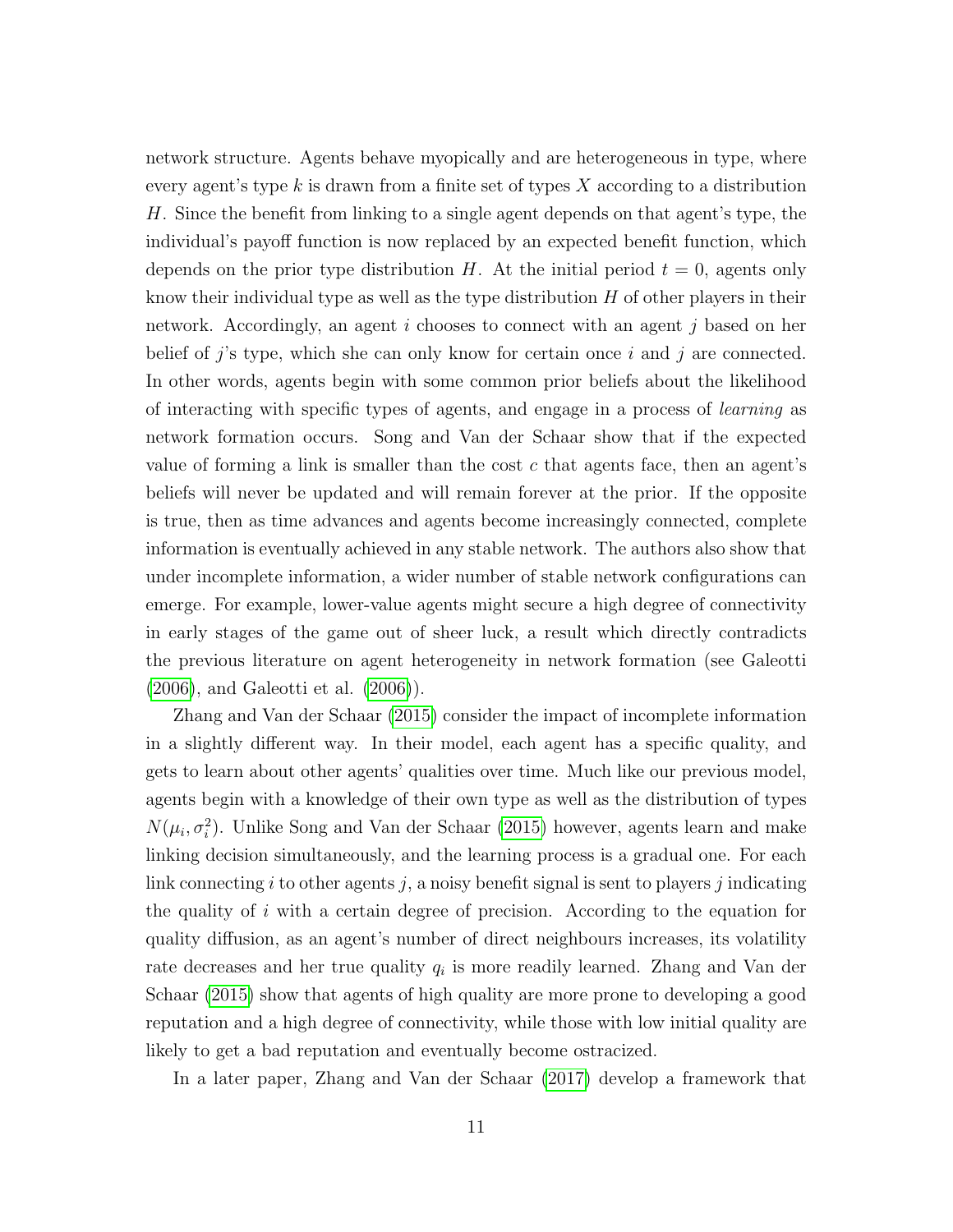network structure. Agents behave myopically and are heterogeneous in type, where every agent's type $k$ is drawn from a finite set of types $X$ according to a distribution $H$. Since the benefit from linking to a single agent depends on that agent's type, the individual's payoff function is now replaced by an expected benefit function, which depends on the prior type distribution $H$. At the initial period $t = 0$, agents only know their individual type as well as the type distribution $H$ of other players in their network. Accordingly, an agent $i$ chooses to connect with an agent $j$ based on her belief of $j$'s type, which she can only know for certain once $i$ and $j$ are connected. In other words, agents begin with some common prior beliefs about the likelihood of interacting with specific types of agents, and engage in a process of *learning* as network formation occurs. Song and Van der Schaar show that if the expected value of forming a link is smaller than the cost $c$ that agents face, then an agent's beliefs will never be updated and will remain forever at the prior. If the opposite is true, then as time advances and agents become increasingly connected, complete information is eventually achieved in any stable network. The authors also show that under incomplete information, a wider number of stable network configurations can emerge. For example, lower-value agents might secure a high degree of connectivity in early stages of the game out of sheer luck, a result which directly contradicts the previous literature on agent heterogeneity in network formation (see Galeotti (2006), and Galeotti et al. (2006)).

Zhang and Van der Schaar (2015) consider the impact of incomplete information in a slightly different way. In their model, each agent has a specific quality, and gets to learn about other agents' qualities over time. Much like our previous model, agents begin with a knowledge of their own type as well as the distribution of types $N(\mu_i, \sigma_i^2)$. Unlike Song and Van der Schaar (2015) however, agents learn and make linking decision simultaneously, and the learning process is a gradual one. For each link connecting $i$ to other agents $j$, a noisy benefit signal is sent to players $j$ indicating the quality of $i$ with a certain degree of precision. According to the equation for quality diffusion, as an agent's number of direct neighbours increases, its volatility rate decreases and her true quality $q_i$ is more readily learned. Zhang and Van der Schaar (2015) show that agents of high quality are more prone to developing a good reputation and a high degree of connectivity, while those with low initial quality are likely to get a bad reputation and eventually become ostracized.

In a later paper, Zhang and Van der Schaar (2017) develop a framework that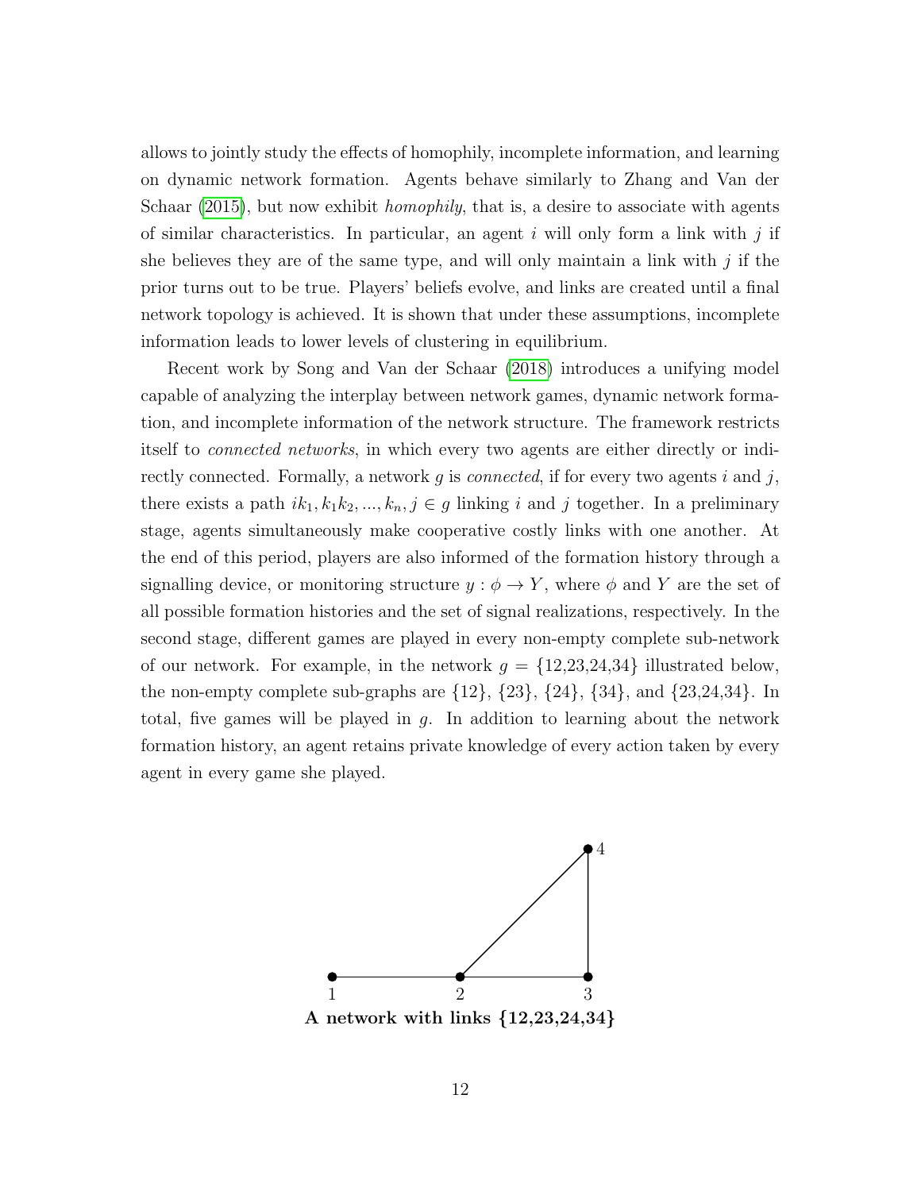allows to jointly study the effects of homophily, incomplete information, and learning on dynamic network formation. Agents behave similarly to Zhang and Van der Schaar (2015), but now exhibit *homophily*, that is, a desire to associate with agents of similar characteristics. In particular, an agent $i$ will only form a link with $j$ if she believes they are of the same type, and will only maintain a link with $j$ if the prior turns out to be true. Players' beliefs evolve, and links are created until a final network topology is achieved. It is shown that under these assumptions, incomplete information leads to lower levels of clustering in equilibrium.

Recent work by Song and Van der Schaar (2018) introduces a unifying model capable of analyzing the interplay between network games, dynamic network formation, and incomplete information of the network structure. The framework restricts itself to *connected networks*, in which every two agents are either directly or indirectly connected. Formally, a network $g$ is *connected*, if for every two agents $i$ and $j$, there exists a path $ik_1, k_1k_2, ..., k_n, j \in g$ linking $i$ and $j$ together. In a preliminary stage, agents simultaneously make cooperative costly links with one another. At the end of this period, players are also informed of the formation history through a signalling device, or monitoring structure $y : \phi \to Y$, where $\phi$ and $Y$ are the set of all possible formation histories and the set of signal realizations, respectively. In the second stage, different games are played in every non-empty complete sub-network of our network. For example, in the network $g = \{12,23,24,34\}$ illustrated below, the non-empty complete sub-graphs are $\{12\}$, $\{23\}$, $\{24\}$, $\{34\}$, and $\{23,24,34\}$. In total, five games will be played in $g$. In addition to learning about the network formation history, an agent retains private knowledge of every action taken by every agent in every game she played.

**A network with links {12,23,24,34}**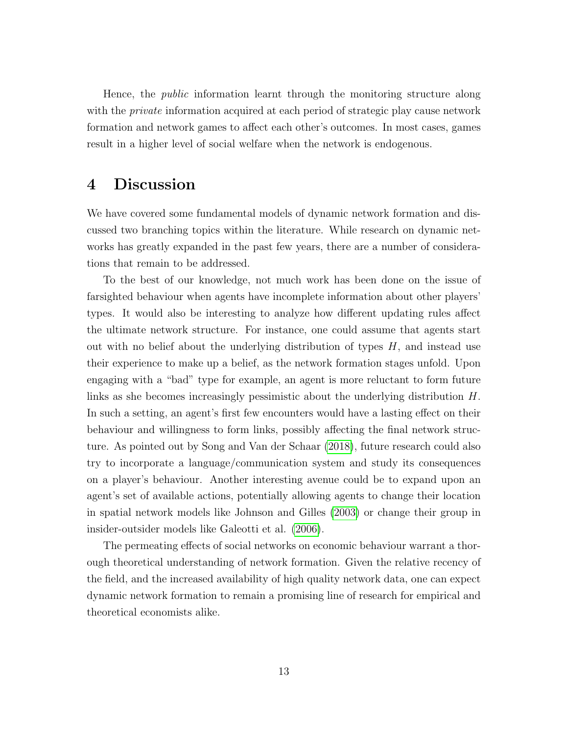Hence, the *public* information learnt through the monitoring structure along with the *private* information acquired at each period of strategic play cause network formation and network games to affect each other's outcomes. In most cases, games result in a higher level of social welfare when the network is endogenous.

# 4 Discussion

We have covered some fundamental models of dynamic network formation and discussed two branching topics within the literature. While research on dynamic networks has greatly expanded in the past few years, there are a number of considerations that remain to be addressed.

To the best of our knowledge, not much work has been done on the issue of farsighted behaviour when agents have incomplete information about other players' types. It would also be interesting to analyze how different updating rules affect the ultimate network structure. For instance, one could assume that agents start out with no belief about the underlying distribution of types $H$, and instead use their experience to make up a belief, as the network formation stages unfold. Upon engaging with a "bad" type for example, an agent is more reluctant to form future links as she becomes increasingly pessimistic about the underlying distribution $H$. In such a setting, an agent's first few encounters would have a lasting effect on their behaviour and willingness to form links, possibly affecting the final network structure. As pointed out by Song and Van der Schaar (2018), future research could also try to incorporate a language/communication system and study its consequences on a player's behaviour. Another interesting avenue could be to expand upon an agent's set of available actions, potentially allowing agents to change their location in spatial network models like Johnson and Gilles (2003) or change their group in insider-outsider models like Galeotti et al. (2006).

The permeating effects of social networks on economic behaviour warrant a thorough theoretical understanding of network formation. Given the relative recency of the field, and the increased availability of high quality network data, one can expect dynamic network formation to remain a promising line of research for empirical and theoretical economists alike.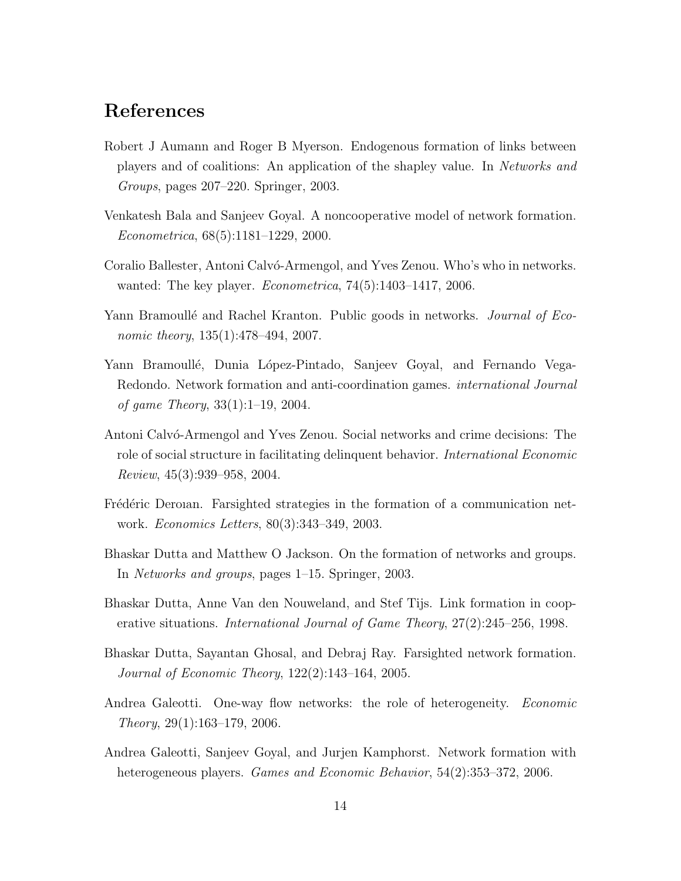# References

Robert J Aumann and Roger B Myerson. Endogenous formation of links between players and of coalitions: An application of the shapley value. In *Networks and Groups*, pages 207–220. Springer, 2003.

Venkatesh Bala and Sanjeev Goyal. A noncooperative model of network formation. *Econometrica*, 68(5):1181–1229, 2000.

Coralio Ballester, Antoni Calvó-Armengol, and Yves Zenou. Who's who in networks. wanted: The key player. *Econometrica*, 74(5):1403–1417, 2006.

Yann Bramoullé and Rachel Kranton. Public goods in networks. *Journal of Economic theory*, 135(1):478–494, 2007.

Yann Bramoullé, Dunia López-Pintado, Sanjeev Goyal, and Fernando Vega-Redondo. Network formation and anti-coordination games. *international Journal of game Theory*, 33(1):1–19, 2004.

Antoni Calvó-Armengol and Yves Zenou. Social networks and crime decisions: The role of social structure in facilitating delinquent behavior. *International Economic Review*, 45(3):939–958, 2004.

Frédéric Deroıan. Farsighted strategies in the formation of a communication network. *Economics Letters*, 80(3):343–349, 2003.

Bhaskar Dutta and Matthew O Jackson. On the formation of networks and groups. In *Networks and groups*, pages 1–15. Springer, 2003.

Bhaskar Dutta, Anne Van den Nouweland, and Stef Tijs. Link formation in cooperative situations. *International Journal of Game Theory*, 27(2):245–256, 1998.

Bhaskar Dutta, Sayantan Ghosal, and Debraj Ray. Farsighted network formation. *Journal of Economic Theory*, 122(2):143–164, 2005.

Andrea Galeotti. One-way flow networks: the role of heterogeneity. *Economic Theory*, 29(1):163–179, 2006.

Andrea Galeotti, Sanjeev Goyal, and Jurjen Kamphorst. Network formation with heterogeneous players. *Games and Economic Behavior*, 54(2):353–372, 2006.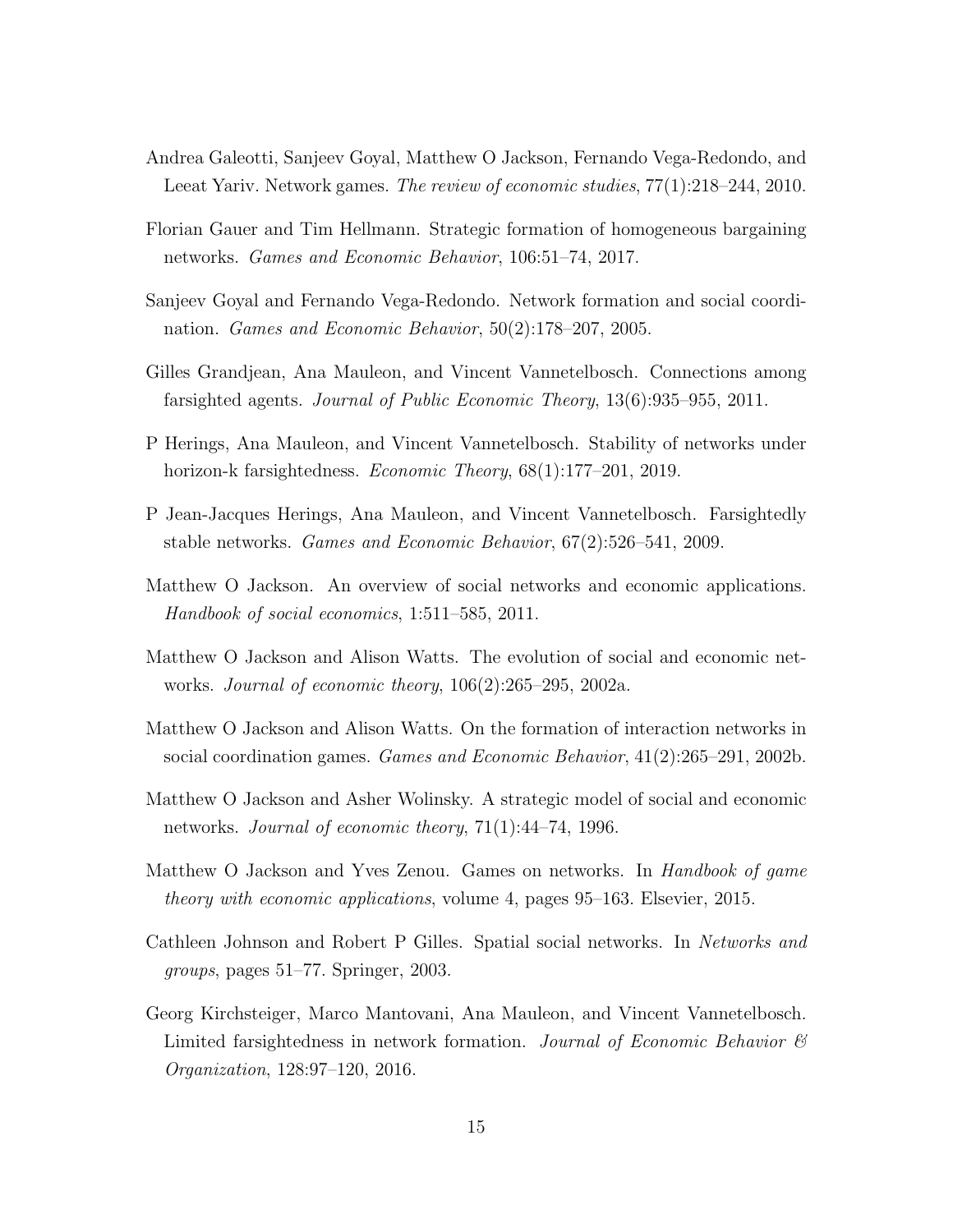Andrea Galeotti, Sanjeev Goyal, Matthew O Jackson, Fernando Vega-Redondo, and Leeat Yariv. Network games. *The review of economic studies*, 77(1):218–244, 2010.

Florian Gauer and Tim Hellmann. Strategic formation of homogeneous bargaining networks. *Games and Economic Behavior*, 106:51–74, 2017.

Sanjeev Goyal and Fernando Vega-Redondo. Network formation and social coordination. *Games and Economic Behavior*, 50(2):178–207, 2005.

Gilles Grandjean, Ana Mauleon, and Vincent Vannetelbosch. Connections among farsighted agents. *Journal of Public Economic Theory*, 13(6):935–955, 2011.

P Herings, Ana Mauleon, and Vincent Vannetelbosch. Stability of networks under horizon-k farsightedness. *Economic Theory*, 68(1):177–201, 2019.

P Jean-Jacques Herings, Ana Mauleon, and Vincent Vannetelbosch. Farsightedly stable networks. *Games and Economic Behavior*, 67(2):526–541, 2009.

Matthew O Jackson. An overview of social networks and economic applications. *Handbook of social economics*, 1:511–585, 2011.

Matthew O Jackson and Alison Watts. The evolution of social and economic networks. *Journal of economic theory*, 106(2):265–295, 2002a.

Matthew O Jackson and Alison Watts. On the formation of interaction networks in social coordination games. *Games and Economic Behavior*, 41(2):265–291, 2002b.

Matthew O Jackson and Asher Wolinsky. A strategic model of social and economic networks. *Journal of economic theory*, 71(1):44–74, 1996.

Matthew O Jackson and Yves Zenou. Games on networks. In *Handbook of game theory with economic applications*, volume 4, pages 95–163. Elsevier, 2015.

Cathleen Johnson and Robert P Gilles. Spatial social networks. In *Networks and groups*, pages 51–77. Springer, 2003.

Georg Kirchsteiger, Marco Mantovani, Ana Mauleon, and Vincent Vannetelbosch. Limited farsightedness in network formation. *Journal of Economic Behavior & Organization*, 128:97–120, 2016.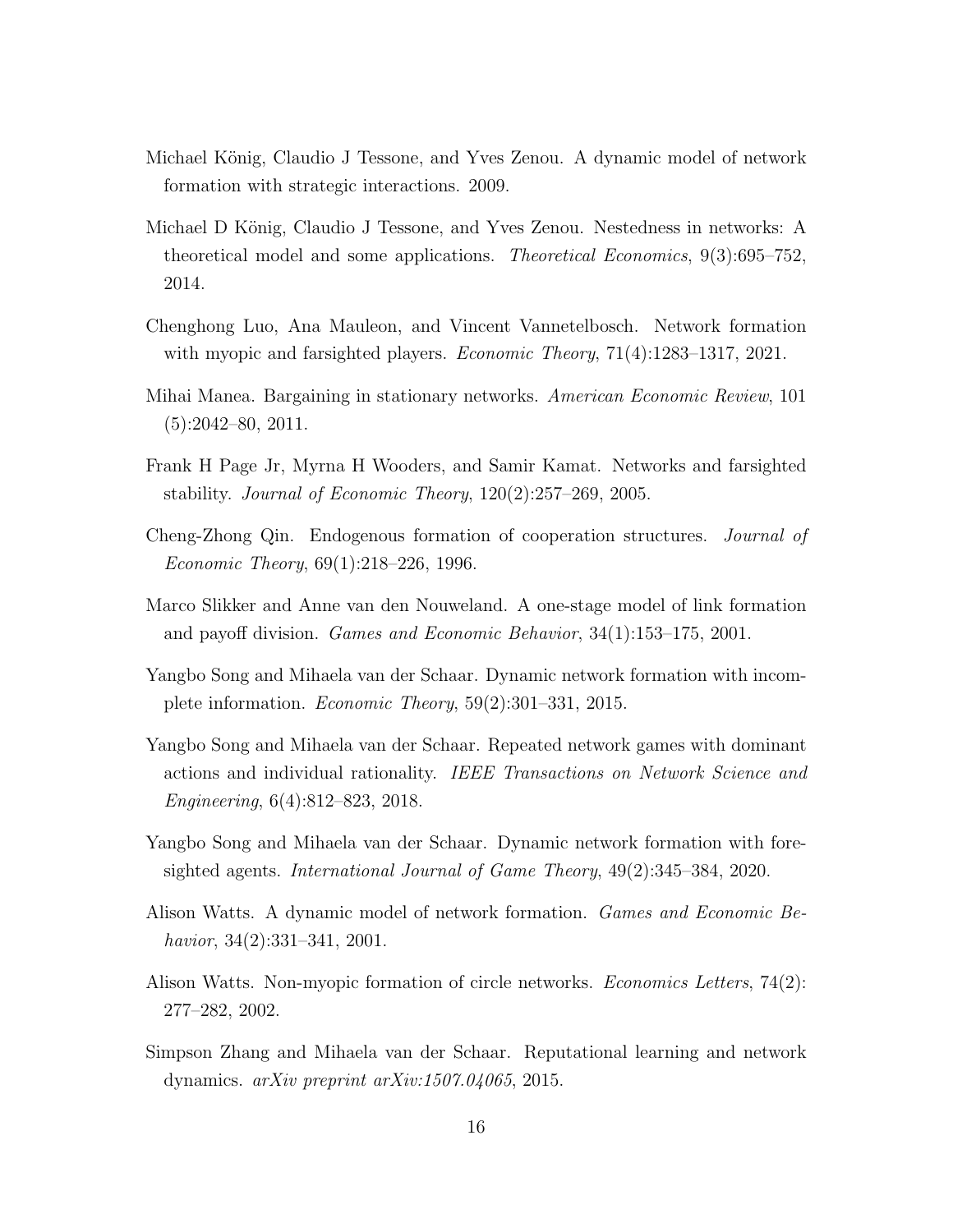Michael König, Claudio J Tessone, and Yves Zenou. A dynamic model of network formation with strategic interactions. 2009.

Michael D König, Claudio J Tessone, and Yves Zenou. Nestedness in networks: A theoretical model and some applications. *Theoretical Economics*, 9(3):695–752, 2014.

Chenghong Luo, Ana Mauleon, and Vincent Vannetelbosch. Network formation with myopic and farsighted players. *Economic Theory*, 71(4):1283–1317, 2021.

Mihai Manea. Bargaining in stationary networks. *American Economic Review*, 101 (5):2042–80, 2011.

Frank H Page Jr, Myrna H Wooders, and Samir Kamat. Networks and farsighted stability. *Journal of Economic Theory*, 120(2):257–269, 2005.

Cheng-Zhong Qin. Endogenous formation of cooperation structures. *Journal of Economic Theory*, 69(1):218–226, 1996.

Marco Slikker and Anne van den Nouweland. A one-stage model of link formation and payoff division. *Games and Economic Behavior*, 34(1):153–175, 2001.

Yangbo Song and Mihaela van der Schaar. Dynamic network formation with incomplete information. *Economic Theory*, 59(2):301–331, 2015.

Yangbo Song and Mihaela van der Schaar. Repeated network games with dominant actions and individual rationality. *IEEE Transactions on Network Science and Engineering*, 6(4):812–823, 2018.

Yangbo Song and Mihaela van der Schaar. Dynamic network formation with foresighted agents. *International Journal of Game Theory*, 49(2):345–384, 2020.

Alison Watts. A dynamic model of network formation. *Games and Economic Behavior*, 34(2):331–341, 2001.

Alison Watts. Non-myopic formation of circle networks. *Economics Letters*, 74(2): 277–282, 2002.

Simpson Zhang and Mihaela van der Schaar. Reputational learning and network dynamics. *arXiv preprint arXiv:1507.04065*, 2015.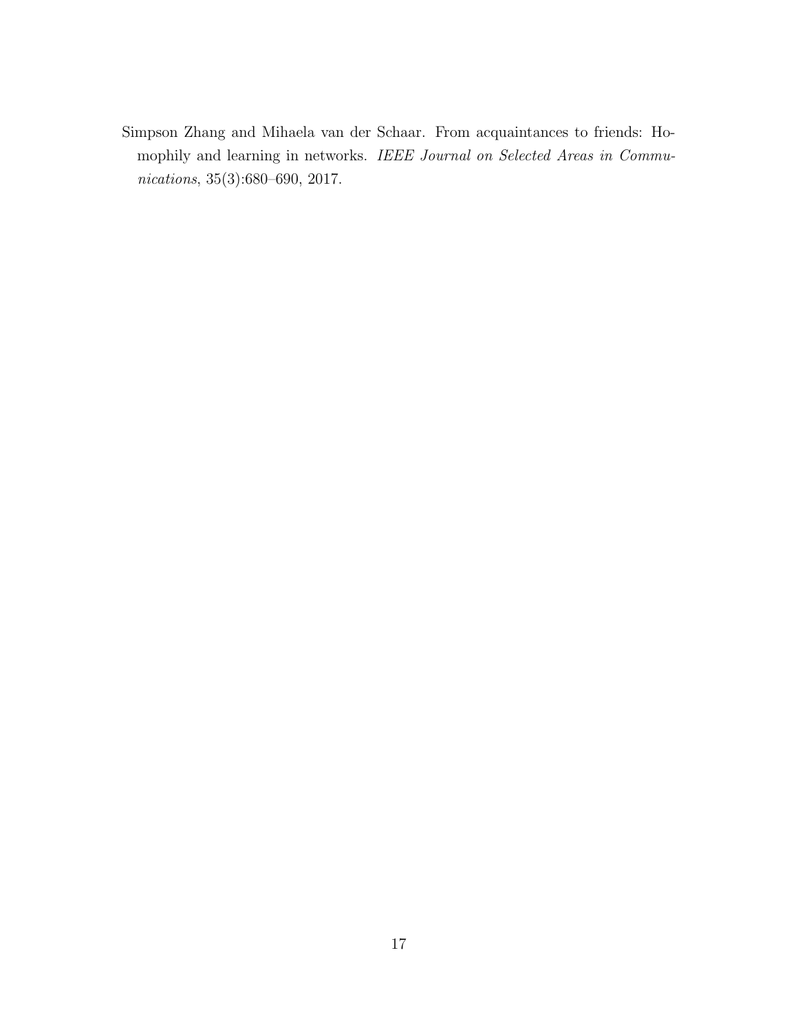Simpson Zhang and Mihaela van der Schaar. From acquaintances to friends: Homophily and learning in networks. *IEEE Journal on Selected Areas in Communications*, 35(3):680–690, 2017.